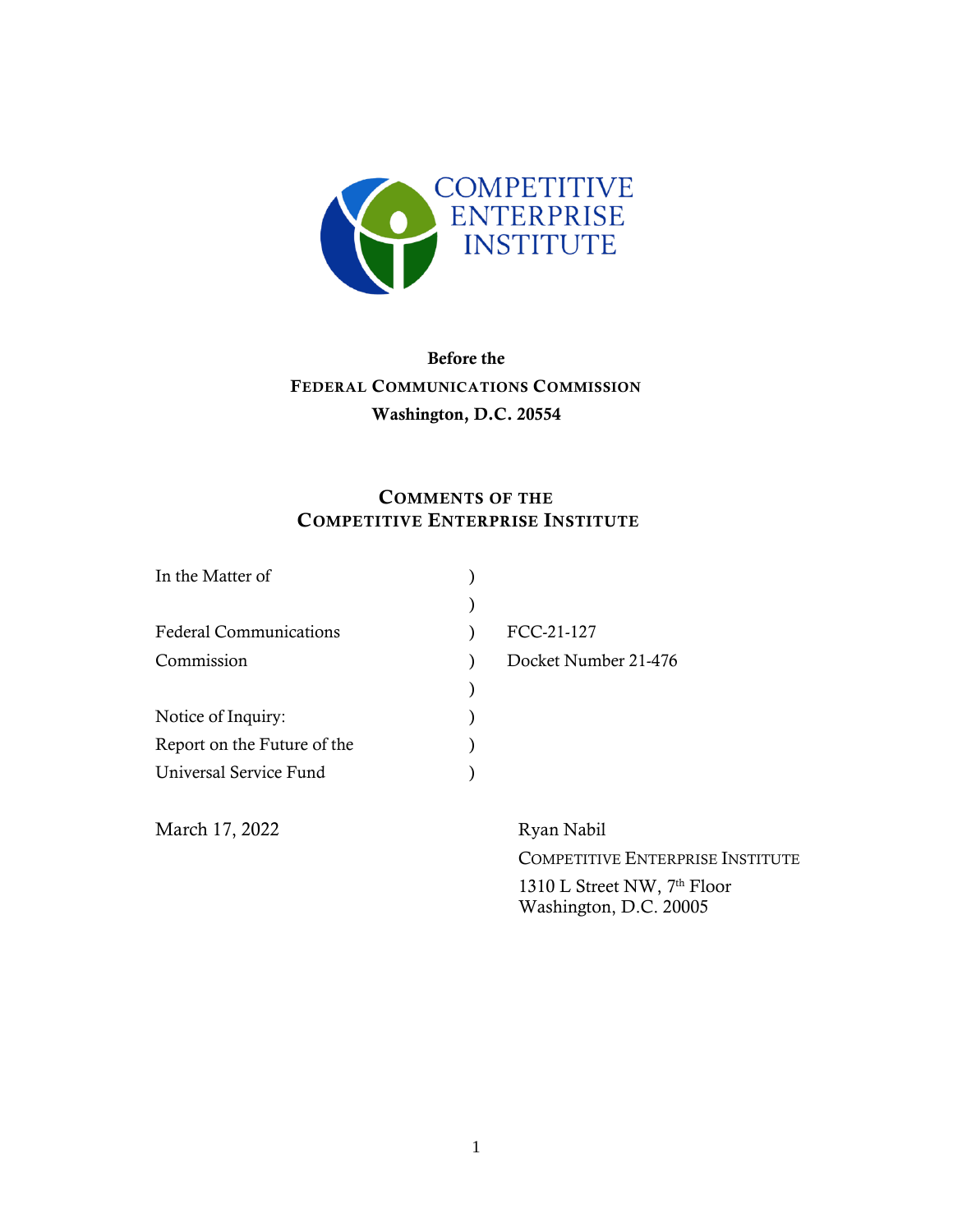COMPETITIVE ENTERPRISE INSTITUTE

**Before the**
**FEDERAL COMMUNICATIONS COMMISSION**
**Washington, D.C. 20554**

## COMMENTS OF THE COMPETITIVE ENTERPRISE INSTITUTE

| | | |
|---|---|---|
| In the Matter of | ) | |
| | ) | |
| Federal Communications | ) | FCC-21-127 |
| Commission | ) | Docket Number 21-476 |
| | ) | |
| Notice of Inquiry: | ) | |
| Report on the Future of the | ) | |
| Universal Service Fund | ) | |

March 17, 2022

Ryan Nabil
COMPETITIVE ENTERPRISE INSTITUTE
1310 L Street NW, 7th Floor
Washington, D.C. 20005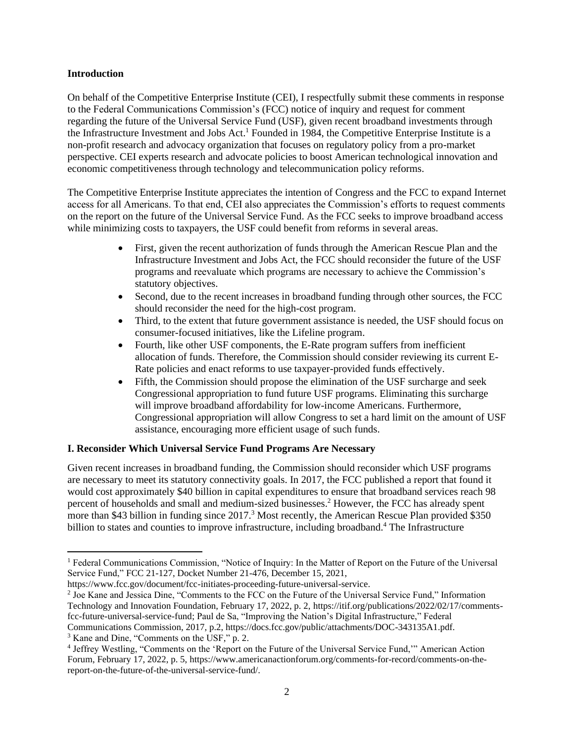## Introduction

On behalf of the Competitive Enterprise Institute (CEI), I respectfully submit these comments in response to the Federal Communications Commission's (FCC) notice of inquiry and request for comment regarding the future of the Universal Service Fund (USF), given recent broadband investments through the Infrastructure Investment and Jobs Act.[1] Founded in 1984, the Competitive Enterprise Institute is a non-profit research and advocacy organization that focuses on regulatory policy from a pro-market perspective. CEI experts research and advocate policies to boost American technological innovation and economic competitiveness through technology and telecommunication policy reforms.

The Competitive Enterprise Institute appreciates the intention of Congress and the FCC to expand Internet access for all Americans. To that end, CEI also appreciates the Commission's efforts to request comments on the report on the future of the Universal Service Fund. As the FCC seeks to improve broadband access while minimizing costs to taxpayers, the USF could benefit from reforms in several areas.

- First, given the recent authorization of funds through the American Rescue Plan and the Infrastructure Investment and Jobs Act, the FCC should reconsider the future of the USF programs and reevaluate which programs are necessary to achieve the Commission's statutory objectives.
- Second, due to the recent increases in broadband funding through other sources, the FCC should reconsider the need for the high-cost program.
- Third, to the extent that future government assistance is needed, the USF should focus on consumer-focused initiatives, like the Lifeline program.
- Fourth, like other USF components, the E-Rate program suffers from inefficient allocation of funds. Therefore, the Commission should consider reviewing its current E-Rate policies and enact reforms to use taxpayer-provided funds effectively.
- Fifth, the Commission should propose the elimination of the USF surcharge and seek Congressional appropriation to fund future USF programs. Eliminating this surcharge will improve broadband affordability for low-income Americans. Furthermore, Congressional appropriation will allow Congress to set a hard limit on the amount of USF assistance, encouraging more efficient usage of such funds.

## I. Reconsider Which Universal Service Fund Programs Are Necessary

Given recent increases in broadband funding, the Commission should reconsider which USF programs are necessary to meet its statutory connectivity goals. In 2017, the FCC published a report that found it would cost approximately $40 billion in capital expenditures to ensure that broadband services reach 98 percent of households and small and medium-sized businesses.[2] However, the FCC has already spent more than $43 billion in funding since 2017.[3] Most recently, the American Rescue Plan provided $350 billion to states and counties to improve infrastructure, including broadband.[4] The Infrastructure

---

[1] Federal Communications Commission, "Notice of Inquiry: In the Matter of Report on the Future of the Universal Service Fund," FCC 21-127, Docket Number 21-476, December 15, 2021, https://www.fcc.gov/document/fcc-initiates-proceeding-future-universal-service.

[2] Joe Kane and Jessica Dine, "Comments to the FCC on the Future of the Universal Service Fund," Information Technology and Innovation Foundation, February 17, 2022, p. 2, https://itif.org/publications/2022/02/17/comments-fcc-future-universal-service-fund; Paul de Sa, "Improving the Nation's Digital Infrastructure," Federal Communications Commission, 2017, p.2, https://docs.fcc.gov/public/attachments/DOC-343135A1.pdf.

[3] Kane and Dine, "Comments on the USF," p. 2.

[4] Jeffrey Westling, "Comments on the 'Report on the Future of the Universal Service Fund,'" American Action Forum, February 17, 2022, p. 5, https://www.americanactionforum.org/comments-for-record/comments-on-the-report-on-the-future-of-the-universal-service-fund/.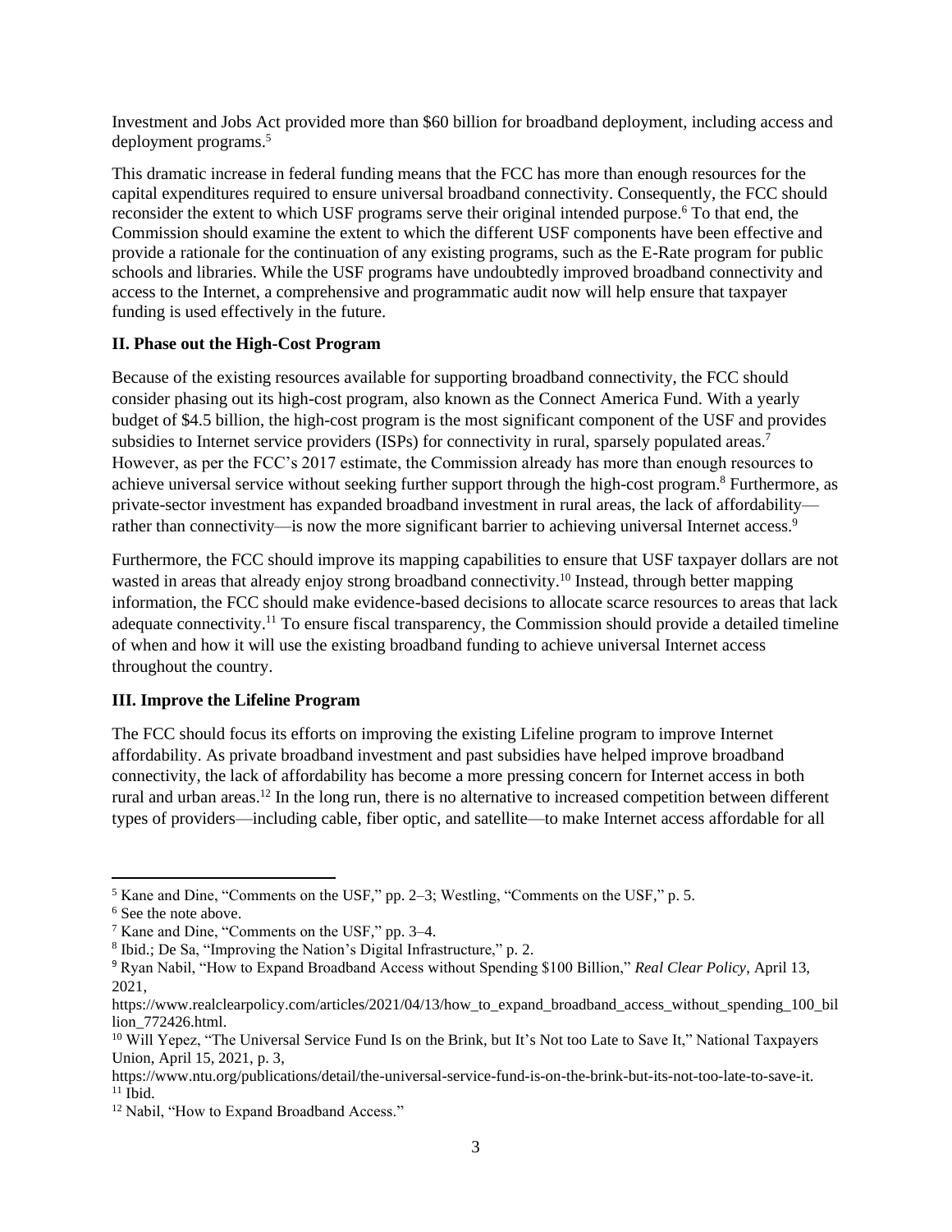Investment and Jobs Act provided more than $60 billion for broadband deployment, including access and deployment programs.[5]

This dramatic increase in federal funding means that the FCC has more than enough resources for the capital expenditures required to ensure universal broadband connectivity. Consequently, the FCC should reconsider the extent to which USF programs serve their original intended purpose.[6] To that end, the Commission should examine the extent to which the different USF components have been effective and provide a rationale for the continuation of any existing programs, such as the E-Rate program for public schools and libraries. While the USF programs have undoubtedly improved broadband connectivity and access to the Internet, a comprehensive and programmatic audit now will help ensure that taxpayer funding is used effectively in the future.

**II. Phase out the High-Cost Program**

Because of the existing resources available for supporting broadband connectivity, the FCC should consider phasing out its high-cost program, also known as the Connect America Fund. With a yearly budget of $4.5 billion, the high-cost program is the most significant component of the USF and provides subsidies to Internet service providers (ISPs) for connectivity in rural, sparsely populated areas.[7] However, as per the FCC's 2017 estimate, the Commission already has more than enough resources to achieve universal service without seeking further support through the high-cost program.[8] Furthermore, as private-sector investment has expanded broadband investment in rural areas, the lack of affordability—rather than connectivity—is now the more significant barrier to achieving universal Internet access.[9]

Furthermore, the FCC should improve its mapping capabilities to ensure that USF taxpayer dollars are not wasted in areas that already enjoy strong broadband connectivity.[10] Instead, through better mapping information, the FCC should make evidence-based decisions to allocate scarce resources to areas that lack adequate connectivity.[11] To ensure fiscal transparency, the Commission should provide a detailed timeline of when and how it will use the existing broadband funding to achieve universal Internet access throughout the country.

**III. Improve the Lifeline Program**

The FCC should focus its efforts on improving the existing Lifeline program to improve Internet affordability. As private broadband investment and past subsidies have helped improve broadband connectivity, the lack of affordability has become a more pressing concern for Internet access in both rural and urban areas.[12] In the long run, there is no alternative to increased competition between different types of providers—including cable, fiber optic, and satellite—to make Internet access affordable for all

---

[5] Kane and Dine, "Comments on the USF," pp. 2–3; Westling, "Comments on the USF," p. 5.

[6] See the note above.

[7] Kane and Dine, "Comments on the USF," pp. 3–4.

[8] Ibid.; De Sa, "Improving the Nation's Digital Infrastructure," p. 2.

[9] Ryan Nabil, "How to Expand Broadband Access without Spending $100 Billion," *Real Clear Policy*, April 13, 2021, https://www.realclearpolicy.com/articles/2021/04/13/how_to_expand_broadband_access_without_spending_100_billion_772426.html.

[10] Will Yepez, "The Universal Service Fund Is on the Brink, but It's Not too Late to Save It," National Taxpayers Union, April 15, 2021, p. 3, https://www.ntu.org/publications/detail/the-universal-service-fund-is-on-the-brink-but-its-not-too-late-to-save-it.

[11] Ibid.

[12] Nabil, "How to Expand Broadband Access."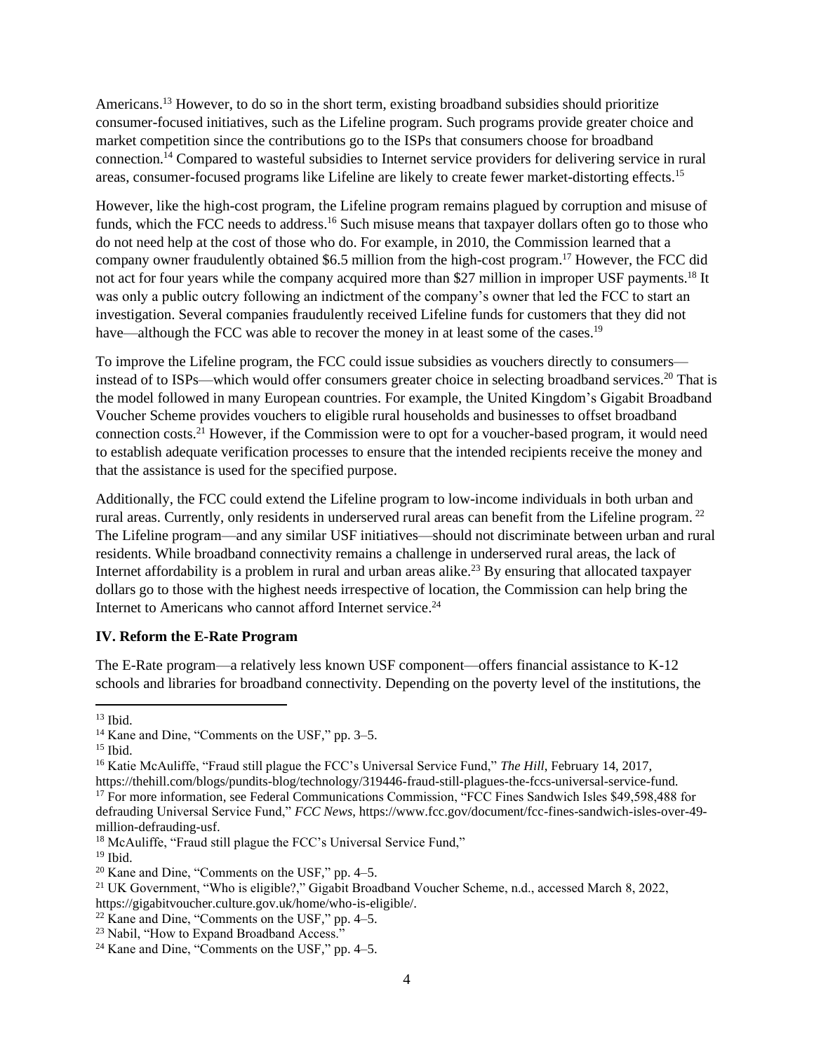Americans.[13] However, to do so in the short term, existing broadband subsidies should prioritize consumer-focused initiatives, such as the Lifeline program. Such programs provide greater choice and market competition since the contributions go to the ISPs that consumers choose for broadband connection.[14] Compared to wasteful subsidies to Internet service providers for delivering service in rural areas, consumer-focused programs like Lifeline are likely to create fewer market-distorting effects.[15]

However, like the high-cost program, the Lifeline program remains plagued by corruption and misuse of funds, which the FCC needs to address.[16] Such misuse means that taxpayer dollars often go to those who do not need help at the cost of those who do. For example, in 2010, the Commission learned that a company owner fraudulently obtained $6.5 million from the high-cost program.[17] However, the FCC did not act for four years while the company acquired more than $27 million in improper USF payments.[18] It was only a public outcry following an indictment of the company's owner that led the FCC to start an investigation. Several companies fraudulently received Lifeline funds for customers that they did not have—although the FCC was able to recover the money in at least some of the cases.[19]

To improve the Lifeline program, the FCC could issue subsidies as vouchers directly to consumers—instead of to ISPs—which would offer consumers greater choice in selecting broadband services.[20] That is the model followed in many European countries. For example, the United Kingdom's Gigabit Broadband Voucher Scheme provides vouchers to eligible rural households and businesses to offset broadband connection costs.[21] However, if the Commission were to opt for a voucher-based program, it would need to establish adequate verification processes to ensure that the intended recipients receive the money and that the assistance is used for the specified purpose.

Additionally, the FCC could extend the Lifeline program to low-income individuals in both urban and rural areas. Currently, only residents in underserved rural areas can benefit from the Lifeline program.[22] The Lifeline program—and any similar USF initiatives—should not discriminate between urban and rural residents. While broadband connectivity remains a challenge in underserved rural areas, the lack of Internet affordability is a problem in rural and urban areas alike.[23] By ensuring that allocated taxpayer dollars go to those with the highest needs irrespective of location, the Commission can help bring the Internet to Americans who cannot afford Internet service.[24]

**IV. Reform the E-Rate Program**

The E-Rate program—a relatively less known USF component—offers financial assistance to K-12 schools and libraries for broadband connectivity. Depending on the poverty level of the institutions, the

---

[13] Ibid.

[14] Kane and Dine, "Comments on the USF," pp. 3–5.

[15] Ibid.

[16] Katie McAuliffe, "Fraud still plague the FCC's Universal Service Fund," *The Hill*, February 14, 2017, https://thehill.com/blogs/pundits-blog/technology/319446-fraud-still-plagues-the-fccs-universal-service-fund.

[17] For more information, see Federal Communications Commission, "FCC Fines Sandwich Isles $49,598,488 for defrauding Universal Service Fund," *FCC News*, https://www.fcc.gov/document/fcc-fines-sandwich-isles-over-49-million-defrauding-usf.

[18] McAuliffe, "Fraud still plague the FCC's Universal Service Fund,"

[19] Ibid.

[20] Kane and Dine, "Comments on the USF," pp. 4–5.

[21] UK Government, "Who is eligible?," Gigabit Broadband Voucher Scheme, n.d., accessed March 8, 2022, https://gigabitvoucher.culture.gov.uk/home/who-is-eligible/.

[22] Kane and Dine, "Comments on the USF," pp. 4–5.

[23] Nabil, "How to Expand Broadband Access."

[24] Kane and Dine, "Comments on the USF," pp. 4–5.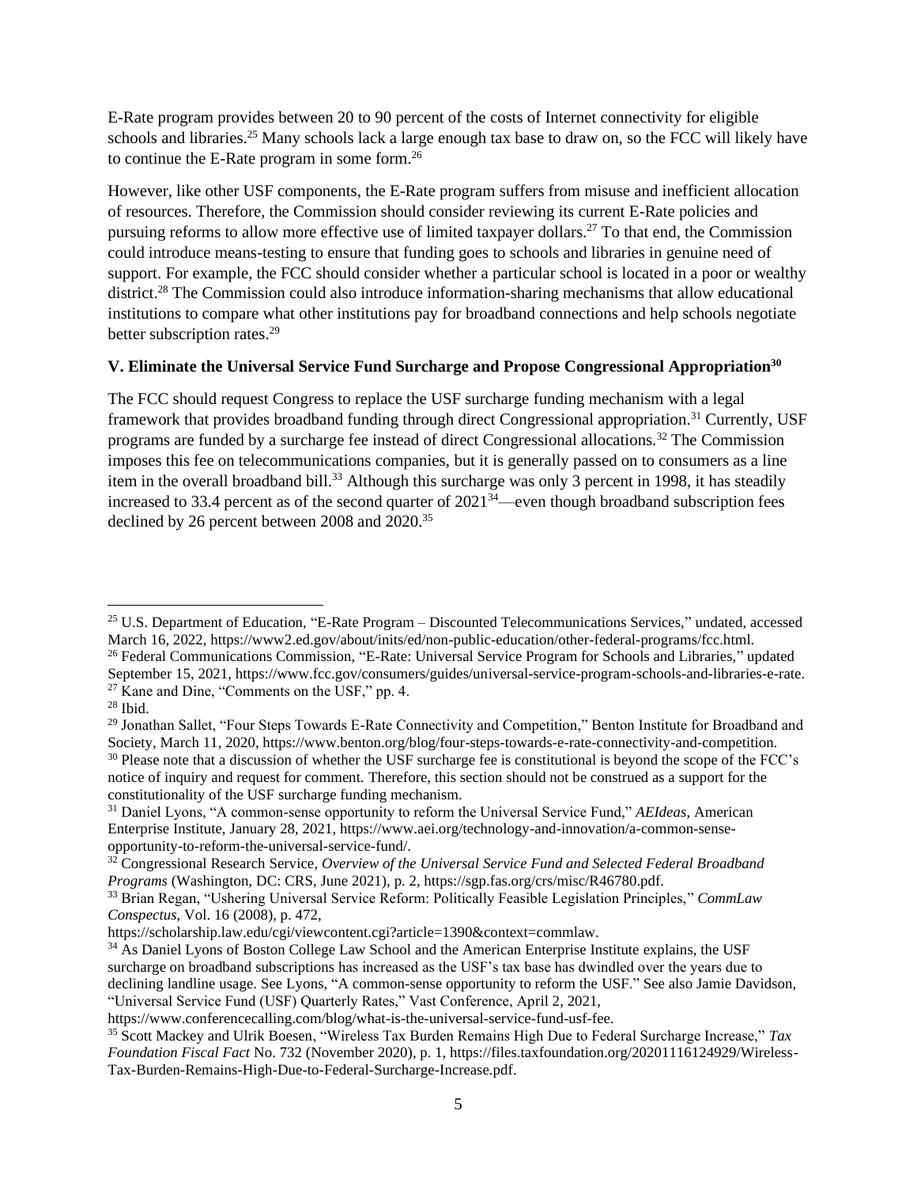E-Rate program provides between 20 to 90 percent of the costs of Internet connectivity for eligible schools and libraries.[25] Many schools lack a large enough tax base to draw on, so the FCC will likely have to continue the E-Rate program in some form.[26]

However, like other USF components, the E-Rate program suffers from misuse and inefficient allocation of resources. Therefore, the Commission should consider reviewing its current E-Rate policies and pursuing reforms to allow more effective use of limited taxpayer dollars.[27] To that end, the Commission could introduce means-testing to ensure that funding goes to schools and libraries in genuine need of support. For example, the FCC should consider whether a particular school is located in a poor or wealthy district.[28] The Commission could also introduce information-sharing mechanisms that allow educational institutions to compare what other institutions pay for broadband connections and help schools negotiate better subscription rates.[29]

### V. Eliminate the Universal Service Fund Surcharge and Propose Congressional Appropriation[30]

The FCC should request Congress to replace the USF surcharge funding mechanism with a legal framework that provides broadband funding through direct Congressional appropriation.[31] Currently, USF programs are funded by a surcharge fee instead of direct Congressional allocations.[32] The Commission imposes this fee on telecommunications companies, but it is generally passed on to consumers as a line item in the overall broadband bill.[33] Although this surcharge was only 3 percent in 1998, it has steadily increased to 33.4 percent as of the second quarter of 2021[34]—even though broadband subscription fees declined by 26 percent between 2008 and 2020.[35]

---

[25] U.S. Department of Education, "E-Rate Program – Discounted Telecommunications Services," undated, accessed March 16, 2022, https://www2.ed.gov/about/inits/ed/non-public-education/other-federal-programs/fcc.html.

[26] Federal Communications Commission, "E-Rate: Universal Service Program for Schools and Libraries," updated September 15, 2021, https://www.fcc.gov/consumers/guides/universal-service-program-schools-and-libraries-e-rate.

[27] Kane and Dine, "Comments on the USF," pp. 4.

[28] Ibid.

[29] Jonathan Sallet, "Four Steps Towards E-Rate Connectivity and Competition," Benton Institute for Broadband and Society, March 11, 2020, https://www.benton.org/blog/four-steps-towards-e-rate-connectivity-and-competition.

[30] Please note that a discussion of whether the USF surcharge fee is constitutional is beyond the scope of the FCC's notice of inquiry and request for comment. Therefore, this section should not be construed as a support for the constitutionality of the USF surcharge funding mechanism.

[31] Daniel Lyons, "A common-sense opportunity to reform the Universal Service Fund," *AEIdeas*, American Enterprise Institute, January 28, 2021, https://www.aei.org/technology-and-innovation/a-common-sense-opportunity-to-reform-the-universal-service-fund/.

[32] Congressional Research Service, *Overview of the Universal Service Fund and Selected Federal Broadband Programs* (Washington, DC: CRS, June 2021), p. 2, https://sgp.fas.org/crs/misc/R46780.pdf.

[33] Brian Regan, "Ushering Universal Service Reform: Politically Feasible Legislation Principles," *CommLaw Conspectus*, Vol. 16 (2008), p. 472, https://scholarship.law.edu/cgi/viewcontent.cgi?article=1390&context=commlaw.

[34] As Daniel Lyons of Boston College Law School and the American Enterprise Institute explains, the USF surcharge on broadband subscriptions has increased as the USF's tax base has dwindled over the years due to declining landline usage. See Lyons, "A common-sense opportunity to reform the USF." See also Jamie Davidson, "Universal Service Fund (USF) Quarterly Rates," Vast Conference, April 2, 2021, https://www.conferencecalling.com/blog/what-is-the-universal-service-fund-usf-fee.

[35] Scott Mackey and Ulrik Boesen, "Wireless Tax Burden Remains High Due to Federal Surcharge Increase," *Tax Foundation Fiscal Fact* No. 732 (November 2020), p. 1, https://files.taxfoundation.org/20201116124929/Wireless-Tax-Burden-Remains-High-Due-to-Federal-Surcharge-Increase.pdf.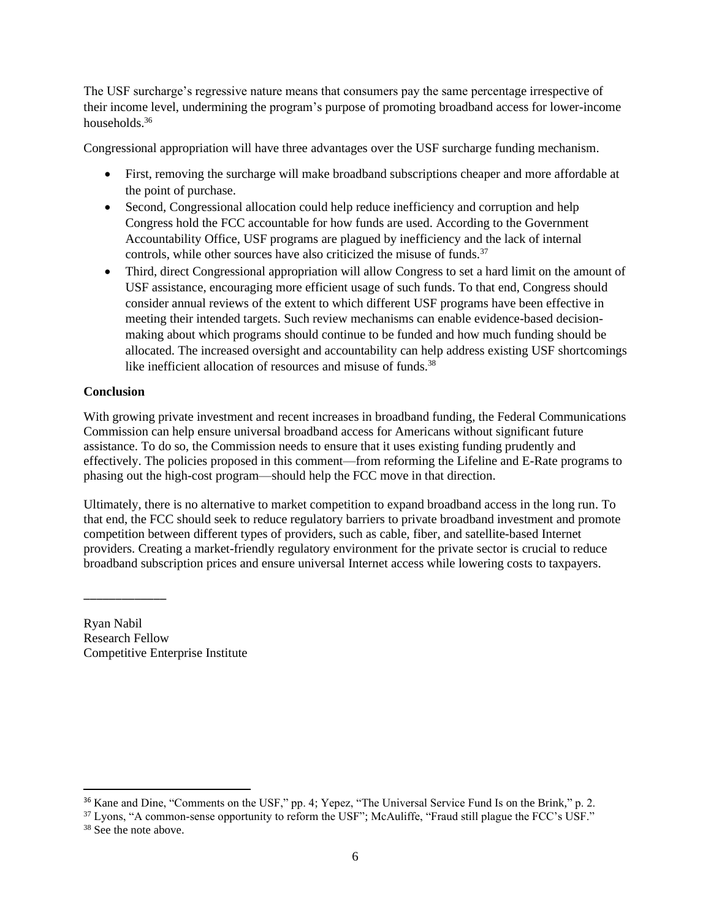The USF surcharge's regressive nature means that consumers pay the same percentage irrespective of their income level, undermining the program's purpose of promoting broadband access for lower-income households.[36]

Congressional appropriation will have three advantages over the USF surcharge funding mechanism.

- First, removing the surcharge will make broadband subscriptions cheaper and more affordable at the point of purchase.
- Second, Congressional allocation could help reduce inefficiency and corruption and help Congress hold the FCC accountable for how funds are used. According to the Government Accountability Office, USF programs are plagued by inefficiency and the lack of internal controls, while other sources have also criticized the misuse of funds.[37]
- Third, direct Congressional appropriation will allow Congress to set a hard limit on the amount of USF assistance, encouraging more efficient usage of such funds. To that end, Congress should consider annual reviews of the extent to which different USF programs have been effective in meeting their intended targets. Such review mechanisms can enable evidence-based decision-making about which programs should continue to be funded and how much funding should be allocated. The increased oversight and accountability can help address existing USF shortcomings like inefficient allocation of resources and misuse of funds.[38]

**Conclusion**

With growing private investment and recent increases in broadband funding, the Federal Communications Commission can help ensure universal broadband access for Americans without significant future assistance. To do so, the Commission needs to ensure that it uses existing funding prudently and effectively. The policies proposed in this comment—from reforming the Lifeline and E-Rate programs to phasing out the high-cost program—should help the FCC move in that direction.

Ultimately, there is no alternative to market competition to expand broadband access in the long run. To that end, the FCC should seek to reduce regulatory barriers to private broadband investment and promote competition between different types of providers, such as cable, fiber, and satellite-based Internet providers. Creating a market-friendly regulatory environment for the private sector is crucial to reduce broadband subscription prices and ensure universal Internet access while lowering costs to taxpayers.

\_\_\_\_\_\_\_\_\_\_\_\_\_

Ryan Nabil
Research Fellow
Competitive Enterprise Institute

---

[36] Kane and Dine, "Comments on the USF," pp. 4; Yepez, "The Universal Service Fund Is on the Brink," p. 2.

[37] Lyons, "A common-sense opportunity to reform the USF"; McAuliffe, "Fraud still plague the FCC's USF."

[38] See the note above.